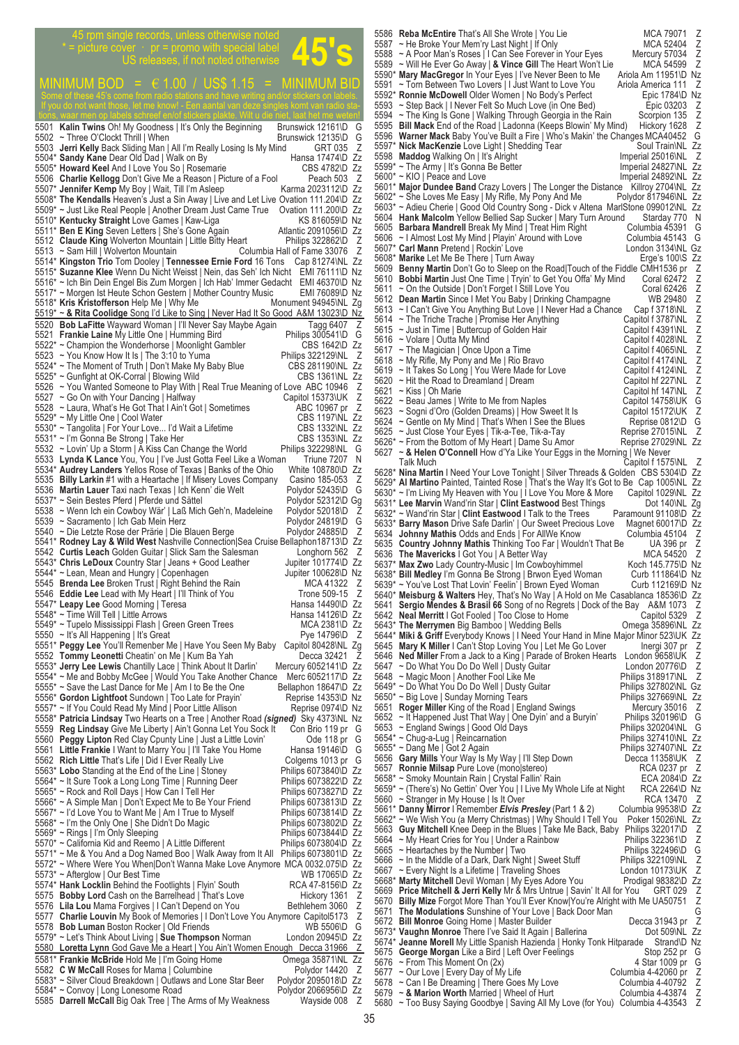45 rpm single records, unless otherwise noted
* = picture cover · pr = promo with special label
US releases, if not noted otherwise

# 45's

## MINIMUM BOD = € 1.00 / US$ 1.15 = MINIMUM BID

Some of these 45's come from radio stations and have writing and/or stickers on labels. If you do not want those, let me know! - Een aantal van deze singles komt van radio stations, waar men op labels schreef en/of stickers plakte. Wilt u die niet, laat het me weten!

5501 **Kalin Twins** Oh! My Goodness | It's Only the Beginning Brunswick 12161\D G
5502 ~ Three O'Clock Thrill | When Brunswick 12135\D G
5503 **Jerri Kelly** Back Sliding Man | All I'm Really Losing Is My Mind GRT 035 Z
5504* **Sandy Kane** Dear Old Dad | Walk on By Hansa 17474\D Zz
5505* **Howard Keel** And I Love You So | Rosemarie CBS 4782\D Zz
5506 **Charlie Kellogg** Don't Give Me a Reason | Picture of a Fool Peach 503 Z
5507* **Jennifer Kemp** My Boy | Wait, Till I'm Asleep Karma 2023112\D Zz
5508* **The Kendalls** Heaven's Just a Sin Away | Live and Let Live Ovation 111.204\D Zz
5509* ~ Just Like Real People | Another Dream Just Came True Ovation 111.200\D Zz
5510* **Kentucky Straight** Love Games | Kaw-Liga KS 816059\D Nz
5511* **Ben E King** Seven Letters | She's Gone Again Atlantic 2091056\D Zz
5512 **Claude King** Wolverton Mountain | Little Bitty Heart Philips 322862\D Z
5513 ~ Sam Hill | Wolverton Mountain Columbia Hall of Fame 33076 Z
5514* **Kingston Trio** Tom Dooley | **Tennessee Ernie Ford** 16 Tons Cap 81274\NL Zz
5515* **Suzanne Klee** Wenn Du Nicht Weisst | Nein, das Seh' Ich Nicht EMI 76111\D Nz
5516* ~ Ich Bin Dein Engel Bis Zum Morgen | Ich Hab' Immer Gedacht EMI 46370\D Nz
5517* ~ Morgen Ist Heute Schon Gestern | Mother Country Music EMI 76089\D Nz
5518* **Kris Kristofferson** Help Me | Why Me Monument 94945\NL Zg
5519* ~ **& Rita Coolidge** Song I'd Like to Sing | Never Had It So Good A&M 13023\D Nz
5520 **Bob LaFitte** Wayward Woman | I'll Never Say Maybe Again Tagg 6407 Z
5521 **Frankie Laine** My Little One | Humming Bird Philips 300541\D G
5522* ~ Champion the Wonderhorse | Moonlight Gambler CBS 1642\D Zz
5523 ~ You Know How It Is | The 3:10 to Yuma Philips 322129\NL Z
5524* ~ The Moment of Truth | Don't Make My Baby Blue CBS 281190\NL Zz
5525* ~ Gunfight at OK-Corral | Blowing Wild CBS 1361\NL Zz
5526 ~ You Wanted Someone to Play With | Real True Meaning of Love ABC 10946 Z
5527 ~ Go On with Your Dancing | Halfway Capitol 15373\UK Z
5528 ~ Laura, What's He Got That I Ain't Got | Sometimes ABC 10967 pr Z
5529* ~ My Little One | Cool Water CBS 1197\NL Zz
5530* ~ Tangolita | For Your Love... I'd Wait a Lifetime CBS 1332\NL Zz
5531* ~ I'm Gonna Be Strong | Take Her CBS 1353\NL Zz
5532 ~ Lovin' Up a Storm | A Kiss Can Change the World Philips 322298\NL G
5533 **Lynda K Lance** You, You | I've Just Gotta Feel Like a Woman Triune 7207 N
5534* **Audrey Landers** Yellos Rose of Texas | Banks of the Ohio White 108780\D Zz
5535 **Billy Larkin** #1 with a Heartache | If Misery Loves Company Casino 185-053 Z
5536 **Martin Lauer** Taxi nach Texas | Ich Kenn' die Welt Polydor 52435\D G
5537* ~ Sein Bestes Pferd | Pferde und Sättel Polydor 52312\D Gg
5538 ~ Wenn Ich ein Cowboy Wär' | Laß Mich Geh'n, Madeleine Polydor 52018\D Z
5539 ~ Sacramento | Ich Gab Mein Herz Polydor 24819\D G
5540 ~ Die Letzte Rose der Prärie | Die Blauen Berge Polydor 24885\D Z
5541* **Rodney Lay & Wild West** Nashville Connection|Sea Cruise Bellaphon18713\D Zz
5542 **Curtis Leach** Golden Guitar | Slick Sam the Salesman Longhorn 562 Z
5543* **Chris LeDoux** Country Star | Jeans + Good Leather Jupiter 101774\D Zz
5544* ~ Lean, Mean and Hungry | Copenhagen Jupiter 100628\D Nz
5545 **Brenda Lee** Broken Trust | Right Behind the Rain MCA 41322 Z
5546 **Eddie Lee** Lead with My Heart | I'll Think of You Trone 509-15 Z
5547* **Leapy Lee** Good Morning | Teresa Hansa 14490\D Zz
5548* ~ Time Will Tell | Little Arrows Hansa 14126\D Zz
5549* ~ Tupelo Mississippi Flash | Green Green Trees MCA 2381\D Zz
5550 ~ It's All Happening | It's Great Pye 14796\D Z
5551* **Peggy Lee** You'll Remenber Me | Have You Seen My Baby Capitol 80428\NL Zg
5552 **Tommy Leonetti** Cheatin' on Me | Kum Ba Yah Decca 32421 Z
5553* **Jerry Lee Lewis** Chantilly Lace | Think About It Darlin' Mercury 6052141\D Zz
5554* ~ Me and Bobby McGee | Would You Take Another Chance Merc 6052117\D Zz
5555* ~ Save the Last Dance for Me | Am I to Be the One Bellaphon 18647\D Zz
5556* **Gordon Lightfoot** Sundown | Too Late for Prayin' Reprise 14353\D Nz
5557* ~ If You Could Read My Mind | Poor Little Allison Reprise 0974\D Nz
5558* **Patricia Lindsay** Two Hearts on a Tree | Another Road ***(signed)*** Sky 4373\NL Nz
5559 **Reg Lindsay** Give Me Liberty | Ain't Gonna Let You Sock It Con Brio 119 pr G
5560 **Peggy Lipton** Red Clay Cpunty Line | Just a Little Lovin' Ode 118 pr G
5561 **Little Frankie** I Want to Marry You | I'll Take You Home Hansa 19146\D G
5562 **Rich Little** That's Life | Did I Ever Really Live Colgems 1013 pr G
5563* **Lobo** Standing at the End of the Line | Stoney Philips 6073840\D Zz
5564* ~ It Sure Took a Long Long Time | Running Deer Philips 6073822\D Zz
5565* ~ Rock and Roll Days | How Can I Tell Her Philips 6073827\D Zz
5566* ~ A Simple Man | Don't Expect Me to Be Your Friend Philips 6073813\D Zz
5567* ~ I'd Love You to Want Me | Am I True to Myself Philips 6073814\D Zz
5568* ~ I'm the Only One | She Didn't Do Magic Philips 6073802\D Zz
5569* ~ Rings | I'm Only Sleeping Philips 6073844\D Zz
5570* ~ California Kid and Reemo | A Little Different Philips 6073804\D Zz
5571* ~ Me & You And a Dog Named Boo | Walk Away from It All Philips 6073801\D Zz
5572* ~ Where Were You When|Don't Wanna Make Love Anymore MCA 0032.075\D Zz
5573* ~ Afterglow | Our Best Time WB 17065\D Zz
5574* **Hank Locklin** Behind the Footlights | Flyin' South RCA 47-8156\D Zz
5575 **Bobby Lord** Cash on the Barrelhead | That's Love Hickory 1361 Z
5576 **Lila Lou** Mama Forgives | I Can't Depend on You Bethlehem 3060 Z
5577 **Charlie Louvin** My Book of Memories | I Don't Love You Anymore Capitol5173 Z
5578 **Bob Luman** Boston Rocker | Old Friends WB 5506\D G
5579* ~ Let's Think About Living | **Sue Thompson** Norman London 20945\D Zz
5580 **Loretta Lynn** God Gave Me a Heart | You Ain't Women Enough Decca 31966 Z
5581* **Frankie McBride** Hold Me | I'm Going Home Omega 35871\NL Zz
5582 **C W McCall** Roses for Mama | Columbine Polydor 14420 Z
5583* ~ Silver Cloud Breakdown | Outlaws and Lone Star Beer Polydor 2095018\D Zz
5584* ~ Convoy | Long Lonesome Road Polydor 2066956\D Zz
5585 **Darrell McCall** Big Oak Tree | The Arms of My Weakness Wayside 008 Z
5586 **Reba McEntire** That's All She Wrote | You Lie MCA 79071 Z
5587 ~ He Broke Your Mem'ry Last Night | If Only MCA 52404 Z
5588 ~ A Poor Man's Roses | I Can See Forever in Your Eyes Mercury 57034 Z
5589 ~ Will He Ever Go Away | **& Vince Gill** The Heart Won't Lie MCA 54599 Z
5590* **Mary MacGregor** In Your Eyes | I've Been Never to Me Ariola Am 11951\D Nz
5591 ~ Torn Between Two Lovers | I Just Want to Love You Ariola America 111 Z
5592* **Ronnie McDowell** Older Women | No Body's Perfect Epic 1784\D Nz
5593 ~ Step Back | I Never Felt So Much Love (in One Bed) Epic 03203 Z
5594 ~ The King Is Gone | Walking Through Georgia in the Rain Scorpion 135 Z
5595 **Bill Mack** End of the Road | Ladonna (Keeps Blowin' My Mind) Hickory 1628 Z
5596 **Warner Mack** Baby You've Built a Fire | Who's Makin' the Changes MCA40452 G
5597* **Nick MacKenzie** Love Light | Shedding Tear Soul Train\NL Zz
5598 **Maddog** Waking My Mind | It's Alright Imperial 25016\NL Z
5599* ~ The Army | It's Gonna Be Better Imperial 24827\NL Zz
5600* ~ KIO | Peace and Love Imperial 24892\NL Zz
5601* **Major Dundee Band** Crazy Lovers | The Longer the Distance Killroy 2704\NL Zz
5602* ~ She Loves Me Easy | My Rifle, My Pony And Me Polydor 817946\NL Zz
5603* ~ Adieu Cherie | Good Old Country Song - Dick v Altena MarlStone 099012\NL Zz
5604 **Hank Malcolm** Yellow Bellied Sap Sucker | Mary Turn Around Starday 770 N
5605 **Barbara Mandrell** Break My Mind | Treat Him Right Columbia 45391 G
5606 ~ I Almost Lost My Mind | Playin' Around with Love Columbia 45143 G
5607* **Carl Mann** Pretend | Rockin' Love London 3134\NL Gz
5608* **Marike** Let Me Be There | Turn Away Erge's 100\S Zz
5609 **Benny Martin** Don't Go to Sleep on the Road|Touch of the Fiddle CMH1536 pr Z
5610 **Bobbi Martin** Just One Time | Tryin' to Get You Offa' My Mind Coral 62472 Z
5611 ~ On the Outside | Don't Forget I Still Love You Coral 62426 Z
5612 **Dean Martin** Since I Met You Baby | Drinking Champagne WB 29480 Z
5613 ~ I Can't Give You Anything But Love | I Never Had a Chance Cap f 3718\NL Z
5614 ~ The Triche Trache | Promise Her Anything Capitol f 3787\NL Z
5615 ~ Just in Time | Buttercup of Golden Hair Capitol f 4391\NL Z
5616 ~ Volare | Outta My Mind Capitol f 4028\NL Z
5617 ~ The Magician | Once Upon a Time Capitol f 4065\NL Z
5618 ~ My Rifle, My Pony and Me | Rio Bravo Capitol f 4174\NL Z
5619 ~ It Takes So Long | You Were Made for Love Capitol f 4124\NL Z
5620 ~ Hit the Road to Dreamland | Dream Capitol hf 227\NL Z
5621 ~ Kiss | Oh Marie Capitol hf 147\NL Z
5622 ~ Beau James | Write to Me from Naples Capitol 14758\UK G
5623 ~ Sogni d'Oro (Golden Dreams) | How Sweet It Is Capitol 15172\UK Z
5624 ~ Gentle on My Mind | That's When I See the Blues Reprise 0812\D G
5625 ~ Just Close Your Eyes | Tik-a-Tee, Tik-a-Tay Reprise 27015\NL Z
5626* ~ From the Bottom of My Heart | Dame Su Amor Reprise 27029\NL Zz
5627 ~ **& Helen O'Connell** How d'Ya Like Your Eggs in the Morning | We Never Talk Much Capitol f 1575\NL Z
5628* **Nina Martin** I Need Your Love Tonight | Silver Threads & Golden CBS 5304\D Zz
5629* **Al Martino** Painted, Tainted Rose | That's the Way It's Got to Be Cap 1005\NL Zz
5630* ~ I'm Living My Heaven with You | I Love You More & More Capitol 1029\NL Zz
5631* **Lee Marvin** Wand'rin Star | **Clint Eastwood** Best Things Dot 140\NL Zg
5632* ~ Wand'rin Star | **Clint Eastwood** Talk to the Trees Paramount 91108\D Zz
5633* **Barry Mason** Drive Safe Darlin' | Our Sweet Precious Love Magnet 60017\D Zz
5634 **Johnny Mathis** Odds and Ends | For AllWe Know Columbia 45104 Z
5635 **Country Johnny Mathis** Thinking Too Far | Wouldn't That Be UA 396 pr Z
5636 **The Mavericks** I Got You | A Better Way MCA 54520 Z
5637* **Max Zwo** Lady Country-Music | Im Cowboyhimmel Koch 145.775\D Nz
5638* **Bill Medley** I'm Gonna Be Strong | Brwon Eyed Woman Curb 111864\D Nz
5639* ~ You've Lost That Lovin' Feelin' | Brown Eyed Woman Curb 112169\D Nz
5640* **Meisburg & Walters** Hey, That's No Way | A Hold on Me Casablanca 18536\D Zz
5641 **Sergio Mendes & Brasil 66** Song of no Regrets | Dock of the Bay A&M 1073 Z
5642 **Neal Merritt** I Got Fooled | Too Close to Home Capitol 5329 Z
5643* **The Merrymen** Big Bamboo | Wedding Bells Omega 35896\NL Zz
5644* **Miki & Griff** Everybody Knows | I Need Your Hand in Mine Major Minor 523\UK Zz
5645 **Mary K Miller** I Can't Stop Loving You | Let Me Go Lover Inergi 307 pr Z
5646 **Ned Miller** From a Jack to a King | Parade of Broken Hearts London 9658\UK Z
5647 ~ Do What You Do Do Well | Dusty Guitar London 20776\D Z
5648 ~ Magic Moon | Another Fool Like Me Philips 318917\NL Z
5649* ~ Do What You Do Do Well | Dusty Guitar Philips 327802\NL Gz
5650* ~ Big Love | Sunday Morning Tears Philips 327669\NL Zz
5651 **Roger Miller** King of the Road | England Swings Mercury 35016 Z
5652 ~ It Happened Just That Way | One Dyin' and a Buryin' Philips 320196\D G
5653 ~ England Swings | Good Old Days Philips 320204\NL G
5654* ~ Chug-a-Lug | Reincarnation Philips 327410\NL Zz
5655* ~ Dang Me | Got 2 Again Philips 327407\NL Zz
5656 **Gary Mills** Your Way Is My Way | I'll Step Down Decca 11358\UK Z
5657 **Ronnie Milsap** Pure Love (mono|stereo) RCA 0237 pr Z
5658* ~ Smoky Mountain Rain | Crystal Fallin' Rain ECA 2084\D Zz
5659* ~ (There's) No Gettin' Over You | I Live My Whole Life at Night RCA 2264\D Nz
5660 ~ Stranger in My House | Is It Over RCA 13470 Z
5661* **Danny Mirror** I Remember ***Elvis Presley*** (Part 1 & 2) Philips 99538\D Zz
5662* ~ We Wish You (a Merry Christmas) | Why Should I Tell You Poker 15026\NL Zz
5663 **Guy Mitchell** Knee Deep in the Blues | Take Me Back, Baby Philips 322017\D Z
5664 ~ My Heart Cries for You | Under a Rainbow Philips 322361\D Z
5665 ~ Heartaches by the Number | Two Philips 322496\D G
5666 ~ In the Middle of a Dark, Dark Night | Sweet Stuff Philips 322109\NL Z
5667 ~ Every Night Is a Lifetime | Traveling Shoes London 10173\UK Z
5668* **Marty Mitchell** Devil Woman | My Eyes Adore You Prodigal 98382\D Zz
5669 **Price Mitchell & Jerri Kelly** Mr & Mrs Untrue | Savin' It All for You GRT 029 Z
5670 **Billy Mize** Forgot More Than You'll Ever Know|You're Alright with Me UA50751 Z
5671 **The Modulations** Sunshine of Your Love | Back Door Man G
5672 **Bill Monroe** Going Home | Master Builder Decca 31943 pr Z
5673* **Vaughn Monroe** There I've Said It Again | Ballerina Dot 509\NL Zz
5674* **Jeanne Morell** My Little Spanish Hazienda | Honky Tonk Hitparade Strand\D Nz
5675 **George Morgan** Like a Bird | Left Over Feelings Stop 252 pr G
5676 ~ From This Moment On (2x) 4 Star 1009 pr G
5677 ~ Our Love | Every Day of My Life Columbia 4-42060 pr Z
5678 ~ Can I Be Dreaming | There Goes My Love Columbia 4-40792 Z
5679 ~ **& Marion Worth** Married | Wheel of Hurt Columbia 4-43874 Z
5680 ~ Too Busy Saying Goodbye | Saving All My Love (for You) Columbia 4-43543 Z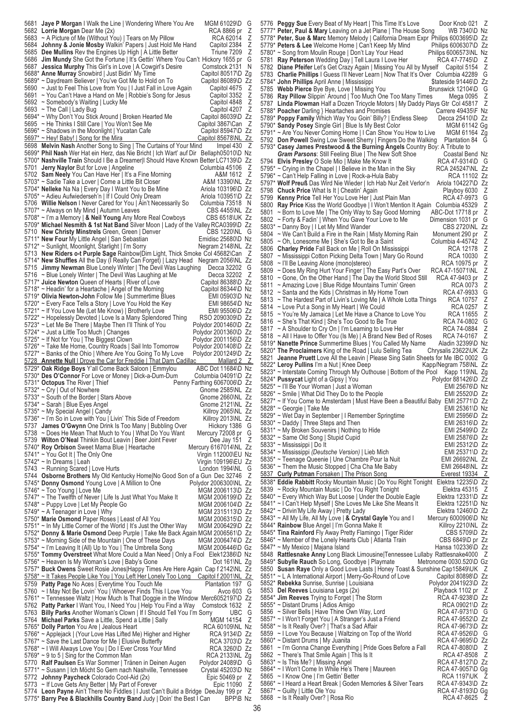5681 **Jaye P Morgan** I Walk the Line | Wondering Where You Are MGM 61029\D G
5682 **Lorrie Morgan** Dear Me (2x) RCA 8866 pr Z
5683 ~ A Picture of Me (Without You) | Tears on My Pillow RCA 62014 Z
5684 **Johnny & Jonie Mosby** Walkin' Papers | Just Hold Me Hand Capitol 2384 Z
5685 **Dee Mullins** Rev the Engines Up High | A Little Better Triune 7209 Z
5686 **Jim Mundy** She Got the Fortune | It's Gettin' Where You Can't Hickory 1655 pr G
5687 **Jessica Murphy** This Girl's in Love | A Cowgirl's Desire Comstock 2131 N
5688* **Anne Murray** Snowbird | Just Bidin' My Time Capitol 80517\D Zg
5689* ~ Daydream Believer | You've Got Me to Hold on To Capitol 86089\D Zz
5690 ~ Just to Feel This Love from You | I Just Fall in Love Again Capitol 4675 Z
5691 ~ You Can't Have a Hand on Me | Robbie's Song for Jesus Capitol 3352 Z
5692 ~ Somebody's Waiting | Lucky Me Capitol 4848 Z
5693 ~ The Call | Lady Bug Capitol 4207 Z
5694* ~ Why Don't You Stick Around | Broken Hearted Me Capitol 86039\D Zz
5695 ~ He Thinks I Still Care | You Won't See Me Capitol 3867\Can Z
5696* ~ Shadows in the Moonlight | Yucatan Cafe Capitol 85947\D Zz
5697* ~ Hey! Baby! | Song for the Mira Capitol 85678\NL Zz
5698 **Melvin Nash** Another Song to Sing | The Curtains of Your Mind Impel 430 Z
5699* **Phil Nash** Wer Hat ein Herz, das Nie Bricht | Ich Wart' auf Dir Bellaph05010\D Nz
5700* **Nashville Train** Should I Be a Dreamer|I Should Have Known Better LC7139\D Zz
5701 **Jerry Naylor** But for Love | Angeline Columbia 45106 Z
5702 **Sam Neely** You Can Have Her | It's a Fine Morning A&M 1612 Z
5703* ~ Sadie Take a Lover | Come a Little Bit Closer A&M 13390\NL Zz
5704* **Nelleke** Na Na | Every Day I Want You to Be Mine Ariola 103196\D Zz
5705* ~ Adieu Aufwiederseh'n | If I Could Only Dream Ariola 103951\D Zz
5706 **Willie Nelson** I Never Cared for You | Ain't Necessarily So Columbia 73518 N
5707* ~ Always on My Mind | Autumn Leaves CBS 4455\NL Zz
5708* ~ I'm a Memory | **& Neil Young** Any More Real Cowboys CBS 6518\UK Zz
5709* **Michael Nesmith & 1st Nat Band** Silver Moon | Lady of the Valley RCA0399\D Zz
5710 **New Christy Minstrels** Green, Green | Denver CBS 1220\NL G
5711* **New Four** My Little Angel | San Sebastian Emidisc 25680\D Nz
5712* ~ Sunlight, Moonlight, Starlight | I'm Sorry Negram 2148\NL Zz
5713 **New Riders o-t Purple Sage** Rainbow|Dim Light, Thick Smoke Col 45682\Can Z
5714* **New Shuffles** All the Day (I Really Can Forget) | Lazy Head Negram 2056\NL Zz
5715 **Jimmy Newman** Blue Lonely Winter | The Devil Was Laughing Decca 32202 G
5716 ~ Blue Lonely Winter | The Devil Was Laughing at Me Decca 32202 Z
5717* **Juice Newton** Queen of Hearts | River of Love Capitol 86388\D Zz
5718* ~ Headin' for a Heartache | Angel of the Morning Capitol 86344\D Nz
5719* **Olivia Newton-John** Follow Me | Summertime Blues EMI 05903\D Nz
5720* ~ Every Face Tells a Story | Love You Hold the Key EMI 98654\D Nz
5721* ~ If You Love Me (Let Me Know) | Brotherly Love EMI 95506\D Zz
5722* ~ Hopelessly Devoted | Love Is a Many Splendored Thing RSO 2090309\D Zz
5723* ~ Let Me Be There | Maybe Then I'll Think of You Polydor 2001460\D Zz
5724* ~ Just a Little Too Much | Changes Polydor 2001360\D Zz
5725* ~ If Not for You | The Biggest Clown Polydor 2001156\D Zz
5726* ~ Take Me Home, Country Roads | Sail Into Tomorrow Polydor 2001408\D Zz
5727* ~ Banks of the Ohio | Where Are You Going To My Love Polydor 2001249\D Zz
5728 **Annette Null** I Drove the Car for Freddie | That Darn Cadillac Mallard 2 Z
5729* **Oak Ridge Boys** Y'all Come Back Saloon | Emmylou ABC Dot 11684\D Nz
5730* **Des O'Connor** For Love or Money | Dick-a-Dum-Dum Columbia 04091\D Zz
5731* **Octopus** The River | Thief Penny Farthing 6067006\D Zz
5732* ~ Cry | Out of Nowhere Gnome 2585\NL Zz
5733* ~ South of the Border | Stars Above Gnome 2660\NL Zz
5734* ~ Sarah | Blue Eyes Angel Gnome 2121\NL Zz
5735* ~ My Special Angel | Candy Killroy 2065\NL Zz
5736* ~ I'm So in Love with You | Livin' This Side of Freedom Killroy 2013\NL Zz
5737 **James O'Gwynn** One Drink Is Too Many | Bubbling Over Hickory 1386 G
5738 ~ Does He Mean That Much to You | What Do You Want Mercury 72008 pr G
5739 **Wilton O'Neal** Thinkin Bout Leavin | Beer Joint Fever Dee Jay 151 Z
5740* **Roy Orbison** Sweet Mama Blue | Heartache Mercury 6167014\NL Zz
5741* ~ You Got It | The Only One Virgin 112000\EU Nz
5742* ~ In Dreams | Leah Virgin 109196\EU Zz
5743 ~ Running Scared | Love Hurts London 1994\NL G
5744 **Osborne Brothers** My Old Kentucky Home|No Good Son of a Gun Dec 32746 Z
5745* **Donny Osmond** Young Love | A Million to One Polydor 2006300\NL Zz
5746* ~ Too Young | Love Me MGM 2006113\D Zz
5747* ~ The Twelfth of Never | Life Is Just What You Make It MGM 2006199\D Zz
5748* ~ Puppy Love | Let My People Go MGM 2006104\D Zz
5749* ~ A Teenager in Love | Why MGM 2315113\D Zz
5750* **Marie Osmond** Paper Roses | Least of All You MGM 2006315\D Zz
5751* ~ In My Little Corner of the World | It's Just the Other Way MGM 2006429\D Zz
5752* **Donny & Marie Osmond** Deep Purple | Take Me Back Again MGM 2006561\D Zz
5753* ~ Morning Side of the Mountain | One of These Days MGM 2006474\D Zz
5754* ~ I'm Leaving It (All) Up to You | The Umbrella Song MGM 2006446\D Gz
5755* **Tommy Overstreet** What More Could a Man Need | Only a Fool Elek12386\D Nz
5756* ~ Heaven Is My Woman's Love | Baby's Gone Dot 161\NL Zg
5757* **Buck Owens** Sweet Rosie Jones|Happy Times Are Here Again Cap f 2142\NL Zz
5758* ~ It Takes People Like You | You Left Her Lonely Too Long Capitol f 2001\NL Zz
5759 **Patty Page** No Aces | Everytime You Touch Me Plantation 197 G
5760 ~ I May Not Be Lovin' You | Whoever Finds This I Love You Avco 603 G
5761* ~ Tennessee Waltz | How Much Is That Doggie in the Window Merc6052197\D Zz
5762 **Patty Parker** I Want You, I Need You | Help You Find a Way Comstock 1632 Z
5763 **Billy Parks** Another Woman's Clown | If I Should Tell You I'm Sorry UBC G
5764 **Michael Parks** Save a Little, Spend a Little | Sally MGM 14154 Z
5765* **Dolly Parton** You Are | Jealous Heart RCA 60109\NL Nz
5766* ~ Applejack | (Your Love Has Lifted Me) Higher and Higher RCA 9134\D Zz
5767* ~ Save the Last Dance for Me | Elusive Butterfly RCA 3703\D Zz
5768* ~ I Will Always Love You | Do I Ever Cross Your Mind RCA 3260\D Zz
5769* ~ 9 to 5 | Sing for the Common Man RCA 2133\NL Zg
5770 **Ralf Paulsen** Es War Sommer | Tränen in Deinen Augen Polydor 24089\D G
5771* ~ Susann | Ich Möcht So Gern nach Nashville, Tennessee Crystal 45203\D Nz
5772 **Johnny Paycheck** Colorado Cool-Aid (2x) Epic 50469 pr Z
5773 ~ If Love Gets Any Better | My Part of Forever Epic 11090 Z
5774 **Leon Payne** Ain't There No Fiddles | I Just Can't Build a Bridge DeeJay 199 pr Z
5775* **Barry Pee & Blackhills Country Band** Judy | Doin' the Best I Can BPP\B Nz
5776 **Peggy Sue** Every Beat of My Heart | This Time It's Love Door Knob 021 Z
5777* **Peter, Paul & Mary** Leaving on a Jet Plane | The House Song WB 7340\D Nz
5778* **Peter, Sue & Marc** Memory Melody | California Dream Expr Philips 6003695\D Zz
5779* **Peters & Lee** Welcome Home | Can't Keep My Mind Philips 6006307\D Zz
5780* ~ Song from Moulin Rouge | Don't Lay Your Head Philips 6006573\NL Nz
5781 **Ray Peterson** Wedding Day | Tell Laura I Love Her RCA 47-7745\D Z
5782 **Diane Pfeifer** Let's Get Crazy Again | Missing You All by Myself Capitol 5154 Z
5783 **Charlie Phillips** I Guess I'll Never Learn | Now That It's Over Columbia 42289 G
5784* **John Phillips** April Anne | Mississippi $tateside 91446\D Zz
5785 **Webb Pierce** Bye Bye, Love | Missing You Brunswick 12104\D G
5786 **Ray Pillow** Slippin' Around | Too Much One Too Many Times Mega 0095 Z
5787 **Linda Plowman** Half a Dozen Tricycle Motors | My Daddy Plays Gtr Col 45817 Z
5788* **Poacher** Darling } Heartaches and Promises Carrere 49435\F Nz
5789* **Poppy Family** Which Way You Goin' Billy? | Endless Sleep Decca 25410\D Zz
5790* **Sandy Posey** Single Girl | Blue Is My Best Color MGM 61142 Gg
5791* ~ Are You Never Coming Home | I Can Show You How to Live MGM 61164 Zg
5792 **Don Powell** Swing Low Sweet Sherry | Fingers Do the Walking Plantation 84 G
5793* **Casey James Prestwood & the Burning Angels** Country Boy: A Tribute to ***Gram Parsons***: Still Feeling Blue | The New Soft Shoe Coastal Bend Nz
5794 **Elvis Presley** O Sole Mio | Make Me Know It RCA 47-9314\D G
5795* ~ Crying in the Chapel | I Believe in the Man in the Sky RCA 245247\NL Zz
5796* ~ Can't Help Falling in Love | Rock-a-Hula Baby RCA 11102 Zz
5797* **Wolf Preuß** Das Wird Nie Wieder | Ich Hab Nur Zeit Verlor'n Ariola 104227\D Zz
5798 **Chuck Price** What Is It | Cheatin' Again Playboy 6030 Z
5799 **Kenny Price** Tell Her You Love Her | Just Plain Man RCA 47-9973 G
5800 **Ray Price** Kiss the World Goodbye | I Won't Mention It Again Columbia 45329 Z
5801 ~ Born to Love Me | The Only Way to Say Good Morning ABC-Dot 17718 pr Z
5802 ~ Forty & Fadin' | When You Gave Your Love to Me Dimension 1031 pr G
5803* ~ Danny Boy | I Let My Mind Wander CBS 2720\NL Zz
5804 ~ We Can't Build a Fire in the Rain | Misty Morning Rain Monument 290 pr Z
5805 ~ Oh, Lonesome Me | She's Got to Be a Saint Columbia 4-45742 Z
5806 **Charley Pride** Fall Back on Me | Roll On Mississippi RCA 12178 Z
5807 ~ Mississippi Cotton Picking Delta Town | Mary Go Round RCA 10030 Z
5808 ~ I'll Be Leaving Alone (mono|stereo) RCA 10975 pr Z
5809 ~ Does My Ring Hurt Your Finger | The Easy Part's Over RCA 47-15071\NL Z
5810 ~ Gone, On the Other Hand | The Day the World Stood Still RCA 47-9403 pr Z
5811 ~ Amazing Love | Blue Ridge Mountains Turnin' Green RCA 0073 Z
5812 ~ Santa and the Kids | Christmas in My Home Town RCA 47-9933 G
5813 ~ The Hardest Part of Livin's Loving Me | A Whole Lotta Things RCA 10757 Z
5814 ~ Love Put a Song in My Heart | We Could RCA 0257 Z
5815 ~ You're My Jamaica | Let Me Have a Chance to Love You RCA 11655 Z
5816 ~ She's That Kind | She's Too Good to Be True RCA 74-0802 G
5817 ~ A Shoulder to Cry On | I'm Learning to Love Her RCA 74-0884 Z
5818 ~ All I Have to Offer You (Is Me) | A Brand New Bed of Roses RCA 74-0167 Z
5819* **Nanette Prince** Summertime Blues | You Called My Name Aladin 32399\D Nz
5820* **The Proclaimers** King of the Road | Lulu Selling Tea Chrysalis 23622\UK Zz
5821 **Jeanne Pruett** Love All the Leavin | Please Sing Satin Sheets for Me IBC 0002 G
5822* **Leroy Pullins** I'm a Nut | Knee Deep Kapp/Negram 758\NL Zz
5823* ~ Interstate Coming Through My Outhouse | Bottom of the Pool Kapp 119\NL Zg
5824* **Pussycat** Light of a Gipsy | You Polydor 881426\D Zz
5825* ~ I'll Be Your Woman | Just a Woman EMI 25676\D Nz
5826* ~ Smile | What Did They Do to the People EMI 25520\D Zz
5827* ~ If You Come to Amsterdam | Must Have Been a Beautiful Baby EMI 25771\D Zz
5828* ~ Georgie | Take Me EMI 25361\D Nz
5829* ~ Wet Day in September | I Remember Springtime EMI 25956\D Zz
5830* ~ Daddy | Three Steps and Then EMI 26316\D Zz
5831* ~ My Broken Souvenirs | Nothing to Hide EMI 25499\D Zz
5832* ~ Same Old Song | Stupid Cupid EMI 25876\D Zz
5833* ~ Mississippi | Do It EMI 25312\D Zz
5834* ~ Mississippi *(Deutsche Version)* | Lieb Mich EMI 25371\D Zz
5835* ~ Teenage Queenie | Une Chambre Pour la Nuit EMI 26692\NL Zz
5836* ~ Them the Music Stopped | Cha Cha Me Baby EMI 26648\NL Zz
5837 **Curly Putman** Forsaken | The Prison Song Everest 19334 Z
5838* **Eddie Rabbitt** Rocky Mountain Music | Do You Right Tonight Elektra 12235\D Zz
5839 ~ Rocky Mountain Music | Do You Right Tonight Elektra 45315 Z
5840* ~ Every Which Way But Loose | Under the Double Eagle Elektra 12331\D Zz
5841* ~ I Can't Help Myself | She Loves Me Like She Means It Elektra 12251\D Nz
5842* ~ Drivin'My Life Away | Pretty Lady Elektra 12460\D Zz
5843* ~ All My Life, All My Love | **& Crystal Gayle** You and I Mercury 6000906\D Nz
5844* **Rainbow** Blue Angel | I'm Gonna Make It Killroy 2210\NL Zz
5845* **Tina Rainford** Fly Away Pretty Flamingo | Tiger Rider CBS 5709\D Zz
5846* ~ Member of the Lonely Hearts Club | Atlanta Train CBS 6849\D pr Zz
5847* ~ My Mexico | Majana Island Hansa 102336\D Zz
5848 **Rattlesnake Anny** Long Black Limousine|Tennessee Lullaby Rattlesnake4000 Z
5849* **Subylle Rauch** So Long, Goodbye | Playmate Metronome 0030.520\D Gz
5850 **Susan Raye** Only a Good Love Lasts | Honey Toast & Sunshine Cap15849\UK Z
5851* ~ L A International Airport | Merry-Go-Round of Love Capitol 80898\D Zz
5852* **Rebekka** Sunrise, Sunrise | Louisiana Polydor 2041923\D Zz
5853 **Del Reeves** Louisiana Legs (2x) Playback 1102 pr Z
5854* **Jim Reeves** Trying to Forget | The Storm RCA 47-9238\D Zz
5855* ~ Distant Drums | Adios Amigo RCA 09021\D Zz
5856 ~ Silver Bells | Have Thine Own Way, Lord RCA 47-9731\D G
5857* ~ I Won't Forget You | A Stranger's Just a Friend RCA 47-9552\D Zz
5858* ~ Is It Really Over? | That's a Sad Affair RCA 47-9673\D Zz
5859 ~ I Love You Because | Waltzing on Top of the World RCA 47-9526\D G
5860* ~ Distant Drums | My Juanita RCA 47-9695\D Zz
5861 ~ I'm Gonna Change Everything | Pride Goes Before a Fall RCA 47-8080\D Z
5862 ~ There's That Smile Again | This Is It RCA 47-8508 Z
5863* ~ Is This Me? | Missing Angel RCA 47-8127\D Zz
5864* ~ I Won't Come In While He's There | Maureen RCA 47-9057\D Gg
5865 ~ I Know One | I'm Gettin' Better RCA 1197\UK Z
5866* ~ I Heard a Heart Break | Goden Memories & Silver Tears RCA 47-9343\D Zz
5867* ~ Guilty | Little Ole You RCA 47-8193\D Gg
5868 ~ Is It Really Over? | Rosa Rio RCA 47-8625 Z